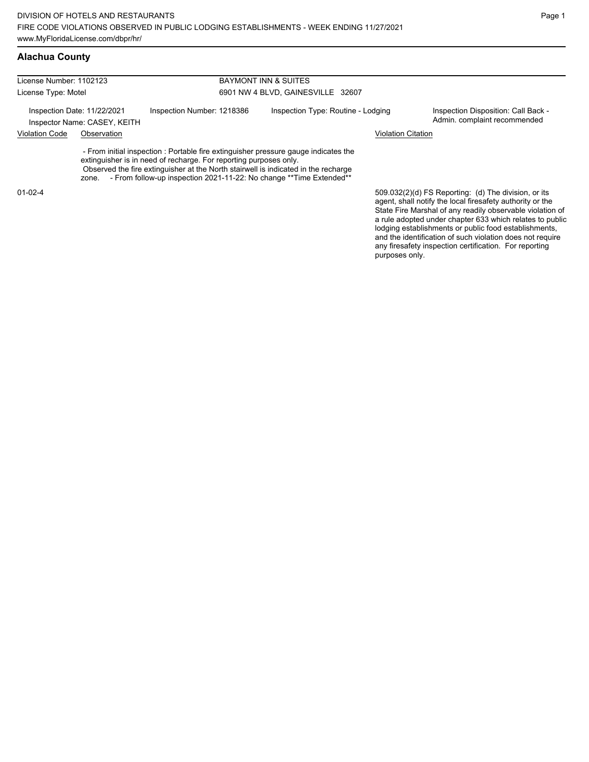DIVISION OF HOTELS AND RESTAURANTS
FIRE CODE VIOLATIONS OBSERVED IN PUBLIC LODGING ESTABLISHMENTS - WEEK ENDING 11/27/2021
www.MyFloridaLicense.com/dbpr/hr/

## Alachua County

License Number: 1102123
License Type: Motel

BAYMONT INN & SUITES
6901 NW 4 BLVD, GAINESVILLE 32607

Inspection Date: 11/22/2021
Inspector Name: CASEY, KEITH
Inspection Number: 1218386
Inspection Type: Routine - Lodging
Inspection Disposition: Call Back - Admin. complaint recommended

| Violation Code | Observation | Violation Citation |
|---|---|---|
| 01-02-4 | - From initial inspection : Portable fire extinguisher pressure gauge indicates the extinguisher is in need of recharge. For reporting purposes only. Observed the fire extinguisher at the North stairwell is indicated in the recharge zone. - From follow-up inspection 2021-11-22: No change **Time Extended** | 509.032(2)(d) FS Reporting: (d) The division, or its agent, shall notify the local firesafety authority or the State Fire Marshal of any readily observable violation of a rule adopted under chapter 633 which relates to public lodging establishments or public food establishments, and the identification of such violation does not require any firesafety inspection certification. For reporting purposes only. |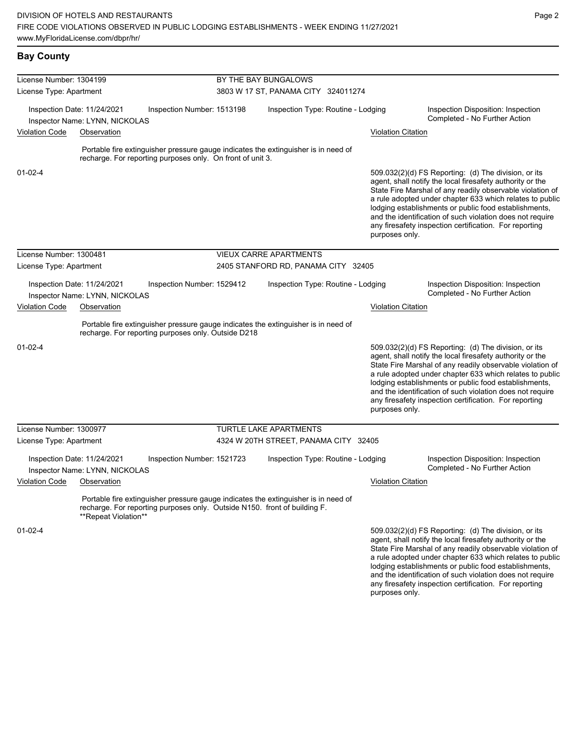## Bay County

**License Number:** 1304199 — **BY THE BAY BUNGALOWS**
**License Type:** Apartment — 3803 W 17 ST, PANAMA CITY 324011274

Inspection Date: 11/24/2021 | Inspection Number: 1513198 | Inspection Type: Routine - Lodging | Inspection Disposition: Inspection Completed - No Further Action
Inspector Name: LYNN, NICKOLAS

| Violation Code | Observation | Violation Citation |
|---|---|---|
| 01-02-4 | Portable fire extinguisher pressure gauge indicates the extinguisher is in need of recharge. For reporting purposes only. On front of unit 3. | 509.032(2)(d) FS Reporting: (d) The division, or its agent, shall notify the local firesafety authority or the State Fire Marshal of any readily observable violation of a rule adopted under chapter 633 which relates to public lodging establishments or public food establishments, and the identification of such violation does not require any firesafety inspection certification. For reporting purposes only. |

**License Number:** 1300481 — **VIEUX CARRE APARTMENTS**
**License Type:** Apartment — 2405 STANFORD RD, PANAMA CITY 32405

Inspection Date: 11/24/2021 | Inspection Number: 1529412 | Inspection Type: Routine - Lodging | Inspection Disposition: Inspection Completed - No Further Action
Inspector Name: LYNN, NICKOLAS

| Violation Code | Observation | Violation Citation |
|---|---|---|
| 01-02-4 | Portable fire extinguisher pressure gauge indicates the extinguisher is in need of recharge. For reporting purposes only. Outside D218 | 509.032(2)(d) FS Reporting: (d) The division, or its agent, shall notify the local firesafety authority or the State Fire Marshal of any readily observable violation of a rule adopted under chapter 633 which relates to public lodging establishments or public food establishments, and the identification of such violation does not require any firesafety inspection certification. For reporting purposes only. |

**License Number:** 1300977 — **TURTLE LAKE APARTMENTS**
**License Type:** Apartment — 4324 W 20TH STREET, PANAMA CITY 32405

Inspection Date: 11/24/2021 | Inspection Number: 1521723 | Inspection Type: Routine - Lodging | Inspection Disposition: Inspection Completed - No Further Action
Inspector Name: LYNN, NICKOLAS

| Violation Code | Observation | Violation Citation |
|---|---|---|
| 01-02-4 | Portable fire extinguisher pressure gauge indicates the extinguisher is in need of recharge. For reporting purposes only. Outside N150. front of building F. **Repeat Violation** | 509.032(2)(d) FS Reporting: (d) The division, or its agent, shall notify the local firesafety authority or the State Fire Marshal of any readily observable violation of a rule adopted under chapter 633 which relates to public lodging establishments or public food establishments, and the identification of such violation does not require any firesafety inspection certification. For reporting purposes only. |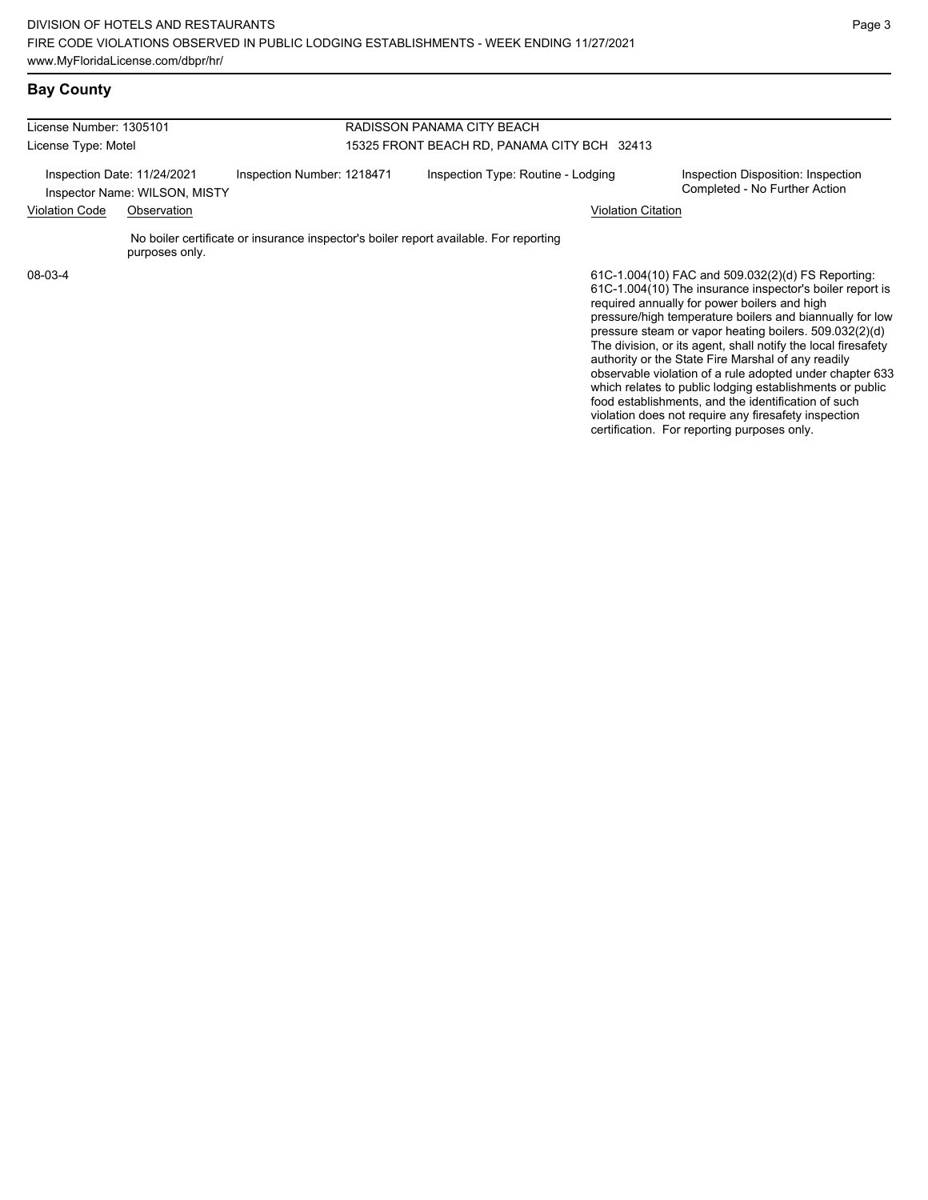## Bay County

| License Number: 1305101 | RADISSON PANAMA CITY BEACH |
|---|---|
| License Type: Motel | 15325 FRONT BEACH RD, PANAMA CITY BCH 32413 |

| Inspection Date: 11/24/2021 | Inspection Number: 1218471 | Inspection Type: Routine - Lodging | Inspection Disposition: Inspection Completed - No Further Action |
|---|---|---|---|
| Inspector Name: WILSON, MISTY | | | |

| Violation Code | Observation | Violation Citation |
|---|---|---|
| 08-03-4 | No boiler certificate or insurance inspector's boiler report available. For reporting purposes only. | 61C-1.004(10) FAC and 509.032(2)(d) FS Reporting: 61C-1.004(10) The insurance inspector's boiler report is required annually for power boilers and high pressure/high temperature boilers and biannually for low pressure steam or vapor heating boilers. 509.032(2)(d) The division, or its agent, shall notify the local firesafety authority or the State Fire Marshal of any readily observable violation of a rule adopted under chapter 633 which relates to public lodging establishments or public food establishments, and the identification of such violation does not require any firesafety inspection certification. For reporting purposes only. |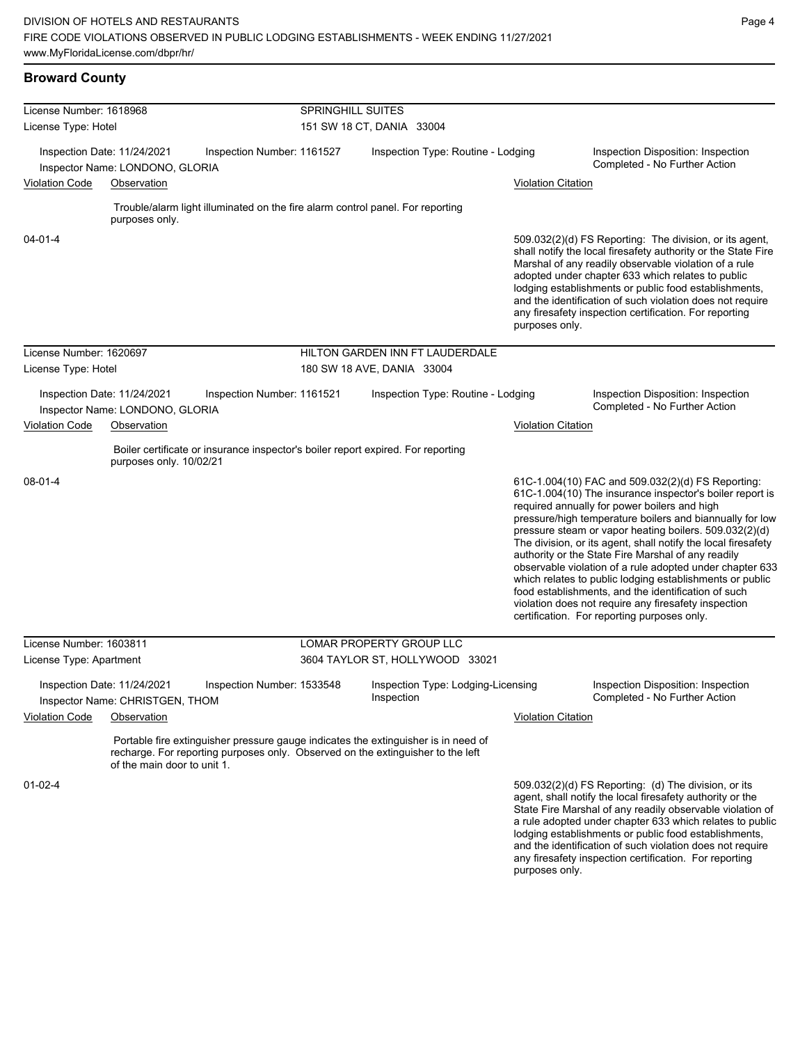## Broward County

**License Number:** 1618968 — **SPRINGHILL SUITES**
**License Type:** Hotel — 151 SW 18 CT, DANIA 33004

| | |
|---|---|
| Inspection Date: 11/24/2021 | Inspection Number: 1161527 |
| Inspection Type: Routine - Lodging | Inspection Disposition: Inspection Completed - No Further Action |
| Inspector Name: LONDONO, GLORIA | |

| Violation Code | Observation | Violation Citation |
|---|---|---|
| 04-01-4 | Trouble/alarm light illuminated on the fire alarm control panel. For reporting purposes only. | 509.032(2)(d) FS Reporting: The division, or its agent, shall notify the local firesafety authority or the State Fire Marshal of any readily observable violation of a rule adopted under chapter 633 which relates to public lodging establishments or public food establishments, and the identification of such violation does not require any firesafety inspection certification. For reporting purposes only. |

**License Number:** 1620697 — **HILTON GARDEN INN FT LAUDERDALE**
**License Type:** Hotel — 180 SW 18 AVE, DANIA 33004

| | |
|---|---|
| Inspection Date: 11/24/2021 | Inspection Number: 1161521 |
| Inspection Type: Routine - Lodging | Inspection Disposition: Inspection Completed - No Further Action |
| Inspector Name: LONDONO, GLORIA | |

| Violation Code | Observation | Violation Citation |
|---|---|---|
| 08-01-4 | Boiler certificate or insurance inspector's boiler report expired. For reporting purposes only. 10/02/21 | 61C-1.004(10) FAC and 509.032(2)(d) FS Reporting: 61C-1.004(10) The insurance inspector's boiler report is required annually for power boilers and high pressure/high temperature boilers and biannually for low pressure steam or vapor heating boilers. 509.032(2)(d) The division, or its agent, shall notify the local firesafety authority or the State Fire Marshal of any readily observable violation of a rule adopted under chapter 633 which relates to public lodging establishments or public food establishments, and the identification of such violation does not require any firesafety inspection certification. For reporting purposes only. |

**License Number:** 1603811 — **LOMAR PROPERTY GROUP LLC**
**License Type:** Apartment — 3604 TAYLOR ST, HOLLYWOOD 33021

| | |
|---|---|
| Inspection Date: 11/24/2021 | Inspection Number: 1533548 |
| Inspection Type: Lodging-Licensing Inspection | Inspection Disposition: Inspection Completed - No Further Action |
| Inspector Name: CHRISTGEN, THOM | |

| Violation Code | Observation | Violation Citation |
|---|---|---|
| 01-02-4 | Portable fire extinguisher pressure gauge indicates the extinguisher is in need of recharge. For reporting purposes only. Observed on the extinguisher to the left of the main door to unit 1. | 509.032(2)(d) FS Reporting: (d) The division, or its agent, shall notify the local firesafety authority or the State Fire Marshal of any readily observable violation of a rule adopted under chapter 633 which relates to public lodging establishments or public food establishments, and the identification of such violation does not require any firesafety inspection certification. For reporting purposes only. |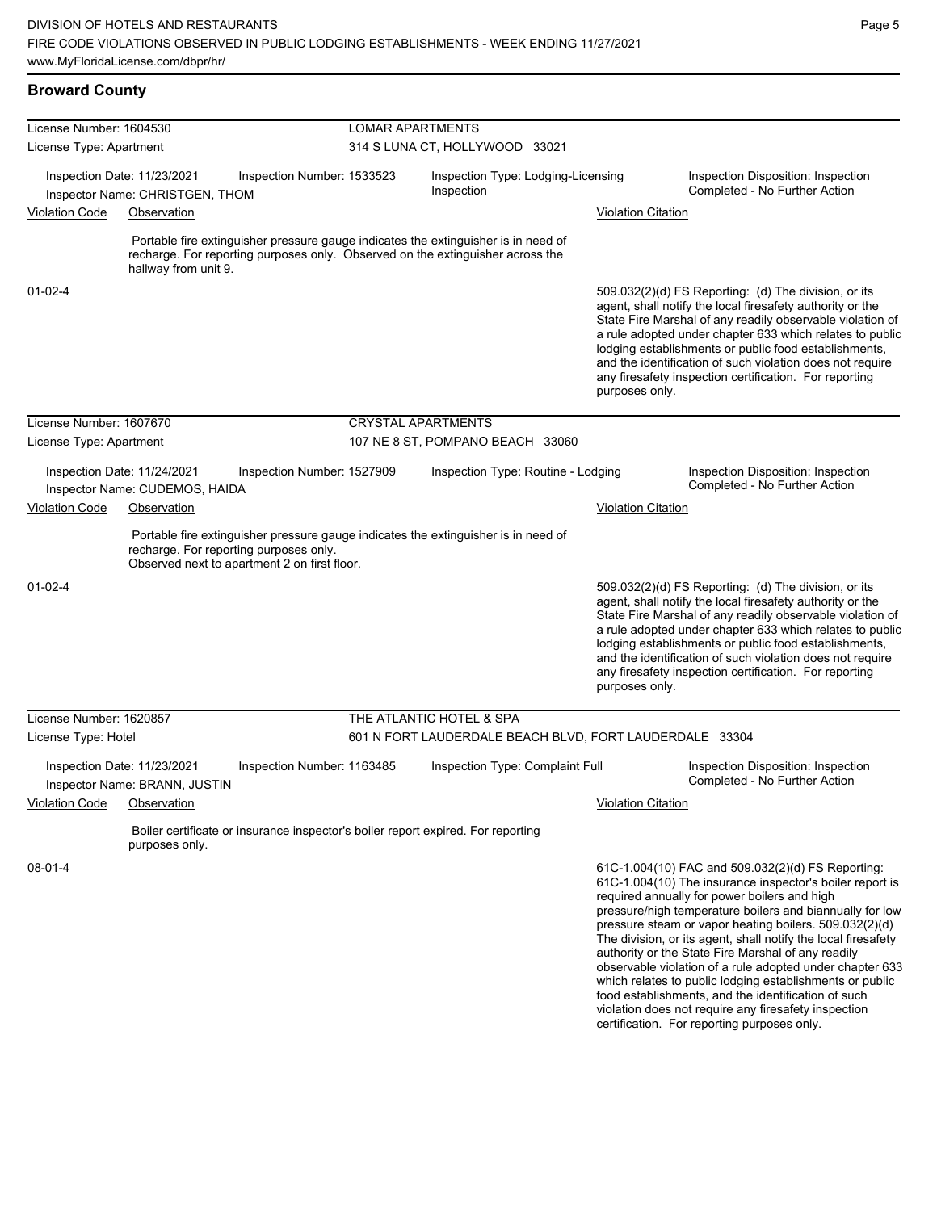DIVISION OF HOTELS AND RESTAURANTS
FIRE CODE VIOLATIONS OBSERVED IN PUBLIC LODGING ESTABLISHMENTS - WEEK ENDING 11/27/2021
www.MyFloridaLicense.com/dbpr/hr/

## Broward County

**License Number:** 1604530 — **LOMAR APARTMENTS**
**License Type:** Apartment — 314 S LUNA CT, HOLLYWOOD 33021

Inspection Date: 11/23/2021 | Inspection Number: 1533523 | Inspection Type: Lodging-Licensing Inspection | Inspection Disposition: Inspection Completed - No Further Action
Inspector Name: CHRISTGEN, THOM

| Violation Code | Observation | Violation Citation |
|---|---|---|
| 01-02-4 | Portable fire extinguisher pressure gauge indicates the extinguisher is in need of recharge. For reporting purposes only. Observed on the extinguisher across the hallway from unit 9. | 509.032(2)(d) FS Reporting: (d) The division, or its agent, shall notify the local firesafety authority or the State Fire Marshal of any readily observable violation of a rule adopted under chapter 633 which relates to public lodging establishments or public food establishments, and the identification of such violation does not require any firesafety inspection certification. For reporting purposes only. |

**License Number:** 1607670 — **CRYSTAL APARTMENTS**
**License Type:** Apartment — 107 NE 8 ST, POMPANO BEACH 33060

Inspection Date: 11/24/2021 | Inspection Number: 1527909 | Inspection Type: Routine - Lodging | Inspection Disposition: Inspection Completed - No Further Action
Inspector Name: CUDEMOS, HAIDA

| Violation Code | Observation | Violation Citation |
|---|---|---|
| 01-02-4 | Portable fire extinguisher pressure gauge indicates the extinguisher is in need of recharge. For reporting purposes only. Observed next to apartment 2 on first floor. | 509.032(2)(d) FS Reporting: (d) The division, or its agent, shall notify the local firesafety authority or the State Fire Marshal of any readily observable violation of a rule adopted under chapter 633 which relates to public lodging establishments or public food establishments, and the identification of such violation does not require any firesafety inspection certification. For reporting purposes only. |

**License Number:** 1620857 — **THE ATLANTIC HOTEL & SPA**
**License Type:** Hotel — 601 N FORT LAUDERDALE BEACH BLVD, FORT LAUDERDALE 33304

Inspection Date: 11/23/2021 | Inspection Number: 1163485 | Inspection Type: Complaint Full | Inspection Disposition: Inspection Completed - No Further Action
Inspector Name: BRANN, JUSTIN

| Violation Code | Observation | Violation Citation |
|---|---|---|
| 08-01-4 | Boiler certificate or insurance inspector's boiler report expired. For reporting purposes only. | 61C-1.004(10) FAC and 509.032(2)(d) FS Reporting: 61C-1.004(10) The insurance inspector's boiler report is required annually for power boilers and high pressure/high temperature boilers and biannually for low pressure steam or vapor heating boilers. 509.032(2)(d) The division, or its agent, shall notify the local firesafety authority or the State Fire Marshal of any readily observable violation of a rule adopted under chapter 633 which relates to public lodging establishments or public food establishments, and the identification of such violation does not require any firesafety inspection certification. For reporting purposes only. |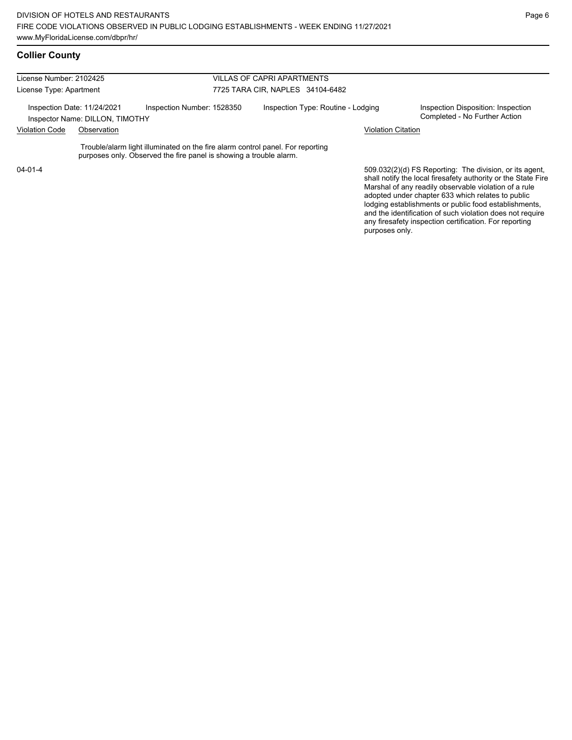## Collier County

License Number: 2102425

License Type: Apartment

VILLAS OF CAPRI APARTMENTS

7725 TARA CIR, NAPLES 34104-6482

Inspection Date: 11/24/2021

Inspector Name: DILLON, TIMOTHY

Inspection Number: 1528350

Inspection Type: Routine - Lodging

Inspection Disposition: Inspection Completed - No Further Action

| Violation Code | Observation | Violation Citation |
|---|---|---|
| 04-01-4 | Trouble/alarm light illuminated on the fire alarm control panel. For reporting purposes only. Observed the fire panel is showing a trouble alarm. | 509.032(2)(d) FS Reporting: The division, or its agent, shall notify the local firesafety authority or the State Fire Marshal of any readily observable violation of a rule adopted under chapter 633 which relates to public lodging establishments or public food establishments, and the identification of such violation does not require any firesafety inspection certification. For reporting purposes only. |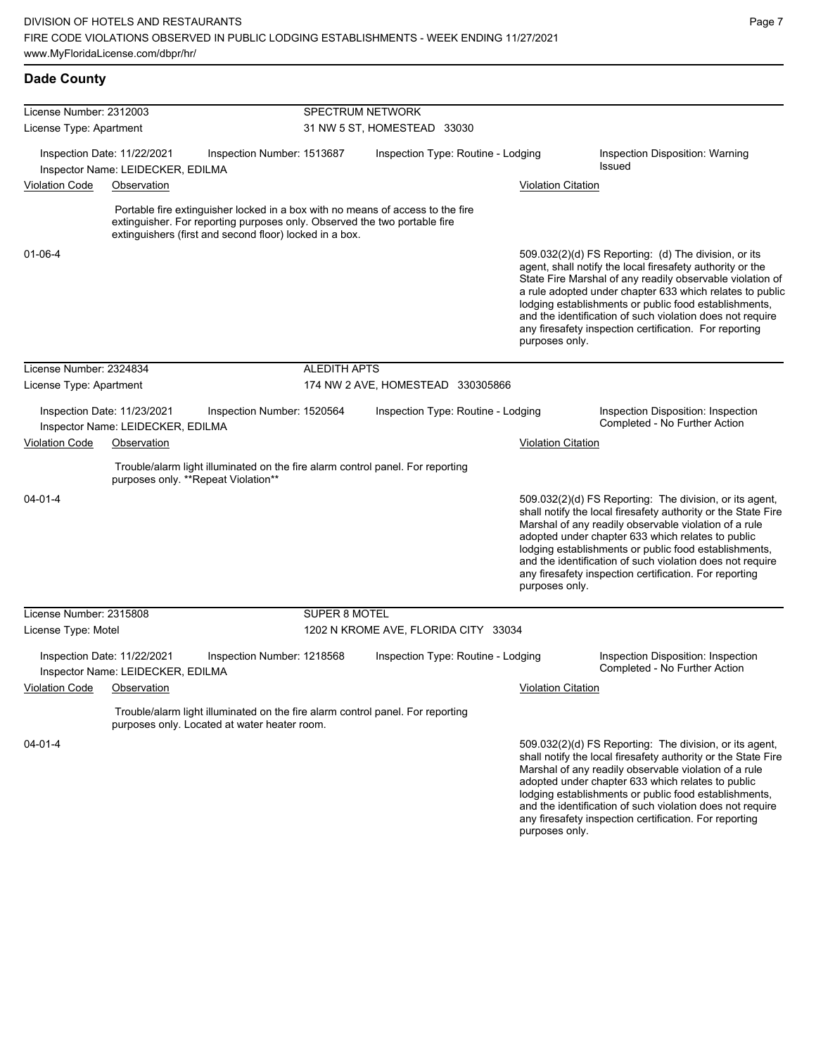## Dade County

**License Number:** 2312003 — **SPECTRUM NETWORK**
**License Type:** Apartment — 31 NW 5 ST, HOMESTEAD 33030

Inspection Date: 11/22/2021 | Inspection Number: 1513687 | Inspection Type: Routine - Lodging | Inspection Disposition: Warning Issued
Inspector Name: LEIDECKER, EDILMA

| Violation Code | Observation | Violation Citation |
|---|---|---|
| 01-06-4 | Portable fire extinguisher locked in a box with no means of access to the fire extinguisher. For reporting purposes only. Observed the two portable fire extinguishers (first and second floor) locked in a box. | 509.032(2)(d) FS Reporting: (d) The division, or its agent, shall notify the local firesafety authority or the State Fire Marshal of any readily observable violation of a rule adopted under chapter 633 which relates to public lodging establishments or public food establishments, and the identification of such violation does not require any firesafety inspection certification. For reporting purposes only. |

**License Number:** 2324834 — **ALEDITH APTS**
**License Type:** Apartment — 174 NW 2 AVE, HOMESTEAD 330305866

Inspection Date: 11/23/2021 | Inspection Number: 1520564 | Inspection Type: Routine - Lodging | Inspection Disposition: Inspection Completed - No Further Action
Inspector Name: LEIDECKER, EDILMA

| Violation Code | Observation | Violation Citation |
|---|---|---|
| 04-01-4 | Trouble/alarm light illuminated on the fire alarm control panel. For reporting purposes only. **Repeat Violation** | 509.032(2)(d) FS Reporting: The division, or its agent, shall notify the local firesafety authority or the State Fire Marshal of any readily observable violation of a rule adopted under chapter 633 which relates to public lodging establishments or public food establishments, and the identification of such violation does not require any firesafety inspection certification. For reporting purposes only. |

**License Number:** 2315808 — **SUPER 8 MOTEL**
**License Type:** Motel — 1202 N KROME AVE, FLORIDA CITY 33034

Inspection Date: 11/22/2021 | Inspection Number: 1218568 | Inspection Type: Routine - Lodging | Inspection Disposition: Inspection Completed - No Further Action
Inspector Name: LEIDECKER, EDILMA

| Violation Code | Observation | Violation Citation |
|---|---|---|
| 04-01-4 | Trouble/alarm light illuminated on the fire alarm control panel. For reporting purposes only. Located at water heater room. | 509.032(2)(d) FS Reporting: The division, or its agent, shall notify the local firesafety authority or the State Fire Marshal of any readily observable violation of a rule adopted under chapter 633 which relates to public lodging establishments or public food establishments, and the identification of such violation does not require any firesafety inspection certification. For reporting purposes only. |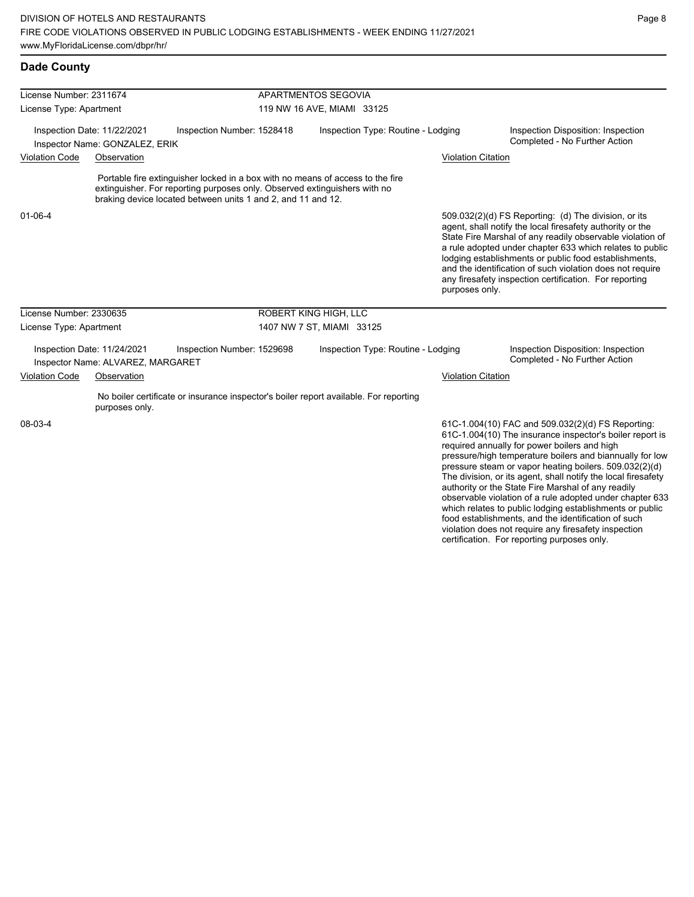## Dade County

**License Number:** 2311674 — **APARTMENTOS SEGOVIA**
**License Type:** Apartment — 119 NW 16 AVE, MIAMI 33125

Inspection Date: 11/22/2021 | Inspection Number: 1528418 | Inspection Type: Routine - Lodging | Inspection Disposition: Inspection Completed - No Further Action
Inspector Name: GONZALEZ, ERIK

| Violation Code | Observation | Violation Citation |
|---|---|---|
| 01-06-4 | Portable fire extinguisher locked in a box with no means of access to the fire extinguisher. For reporting purposes only. Observed extinguishers with no braking device located between units 1 and 2, and 11 and 12. | 509.032(2)(d) FS Reporting: (d) The division, or its agent, shall notify the local firesafety authority or the State Fire Marshal of any readily observable violation of a rule adopted under chapter 633 which relates to public lodging establishments or public food establishments, and the identification of such violation does not require any firesafety inspection certification. For reporting purposes only. |

**License Number:** 2330635 — **ROBERT KING HIGH, LLC**
**License Type:** Apartment — 1407 NW 7 ST, MIAMI 33125

Inspection Date: 11/24/2021 | Inspection Number: 1529698 | Inspection Type: Routine - Lodging | Inspection Disposition: Inspection Completed - No Further Action
Inspector Name: ALVAREZ, MARGARET

| Violation Code | Observation | Violation Citation |
|---|---|---|
| 08-03-4 | No boiler certificate or insurance inspector's boiler report available. For reporting purposes only. | 61C-1.004(10) FAC and 509.032(2)(d) FS Reporting: 61C-1.004(10) The insurance inspector's boiler report is required annually for power boilers and high pressure/high temperature boilers and biannually for low pressure steam or vapor heating boilers. 509.032(2)(d) The division, or its agent, shall notify the local firesafety authority or the State Fire Marshal of any readily observable violation of a rule adopted under chapter 633 which relates to public lodging establishments or public food establishments, and the identification of such violation does not require any firesafety inspection certification. For reporting purposes only. |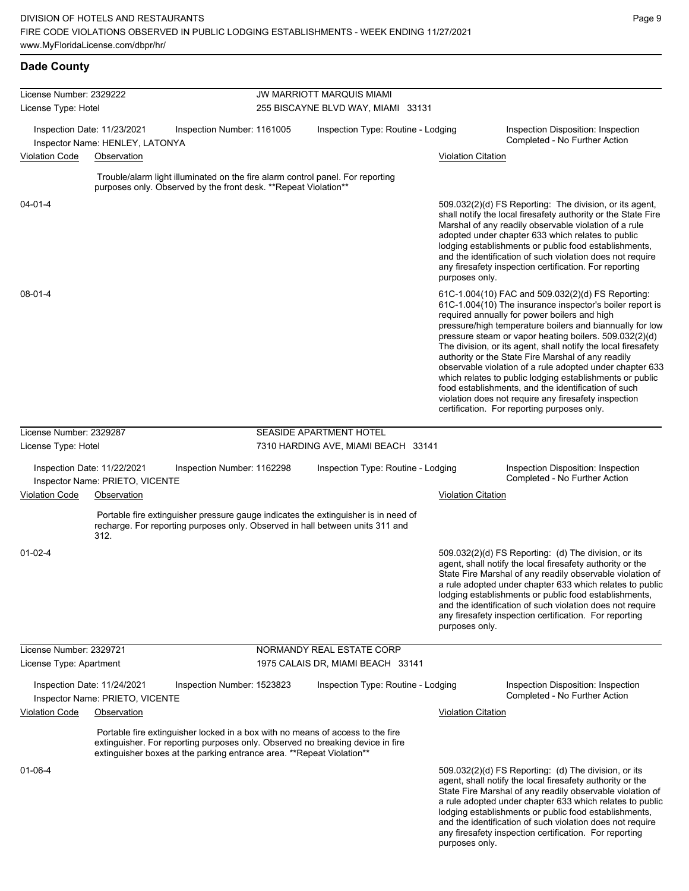## Dade County

**License Number:** 2329222
**License Type:** Hotel
**JW MARRIOTT MARQUIS MIAMI**
255 BISCAYNE BLVD WAY, MIAMI 33131

Inspection Date: 11/23/2021 | Inspection Number: 1161005 | Inspection Type: Routine - Lodging | Inspection Disposition: Inspection Completed - No Further Action
Inspector Name: HENLEY, LATONYA

| Violation Code | Observation | Violation Citation |
| --- | --- | --- |
| 04-01-4 | Trouble/alarm light illuminated on the fire alarm control panel. For reporting purposes only. Observed by the front desk. **Repeat Violation** | 509.032(2)(d) FS Reporting: The division, or its agent, shall notify the local firesafety authority or the State Fire Marshal of any readily observable violation of a rule adopted under chapter 633 which relates to public lodging establishments or public food establishments, and the identification of such violation does not require any firesafety inspection certification. For reporting purposes only. |
| 08-01-4 | | 61C-1.004(10) FAC and 509.032(2)(d) FS Reporting: 61C-1.004(10) The insurance inspector's boiler report is required annually for power boilers and high pressure/high temperature boilers and biannually for low pressure steam or vapor heating boilers. 509.032(2)(d) The division, or its agent, shall notify the local firesafety authority or the State Fire Marshal of any readily observable violation of a rule adopted under chapter 633 which relates to public lodging establishments or public food establishments, and the identification of such violation does not require any firesafety inspection certification. For reporting purposes only. |

**License Number:** 2329287
**License Type:** Hotel
**SEASIDE APARTMENT HOTEL**
7310 HARDING AVE, MIAMI BEACH 33141

Inspection Date: 11/22/2021 | Inspection Number: 1162298 | Inspection Type: Routine - Lodging | Inspection Disposition: Inspection Completed - No Further Action
Inspector Name: PRIETO, VICENTE

| Violation Code | Observation | Violation Citation |
| --- | --- | --- |
| 01-02-4 | Portable fire extinguisher pressure gauge indicates the extinguisher is in need of recharge. For reporting purposes only. Observed in hall between units 311 and 312. | 509.032(2)(d) FS Reporting: (d) The division, or its agent, shall notify the local firesafety authority or the State Fire Marshal of any readily observable violation of a rule adopted under chapter 633 which relates to public lodging establishments or public food establishments, and the identification of such violation does not require any firesafety inspection certification. For reporting purposes only. |

**License Number:** 2329721
**License Type:** Apartment
**NORMANDY REAL ESTATE CORP**
1975 CALAIS DR, MIAMI BEACH 33141

Inspection Date: 11/24/2021 | Inspection Number: 1523823 | Inspection Type: Routine - Lodging | Inspection Disposition: Inspection Completed - No Further Action
Inspector Name: PRIETO, VICENTE

| Violation Code | Observation | Violation Citation |
| --- | --- | --- |
| 01-06-4 | Portable fire extinguisher locked in a box with no means of access to the fire extinguisher. For reporting purposes only. Observed no breaking device in fire extinguisher boxes at the parking entrance area. **Repeat Violation** | 509.032(2)(d) FS Reporting: (d) The division, or its agent, shall notify the local firesafety authority or the State Fire Marshal of any readily observable violation of a rule adopted under chapter 633 which relates to public lodging establishments or public food establishments, and the identification of such violation does not require any firesafety inspection certification. For reporting purposes only. |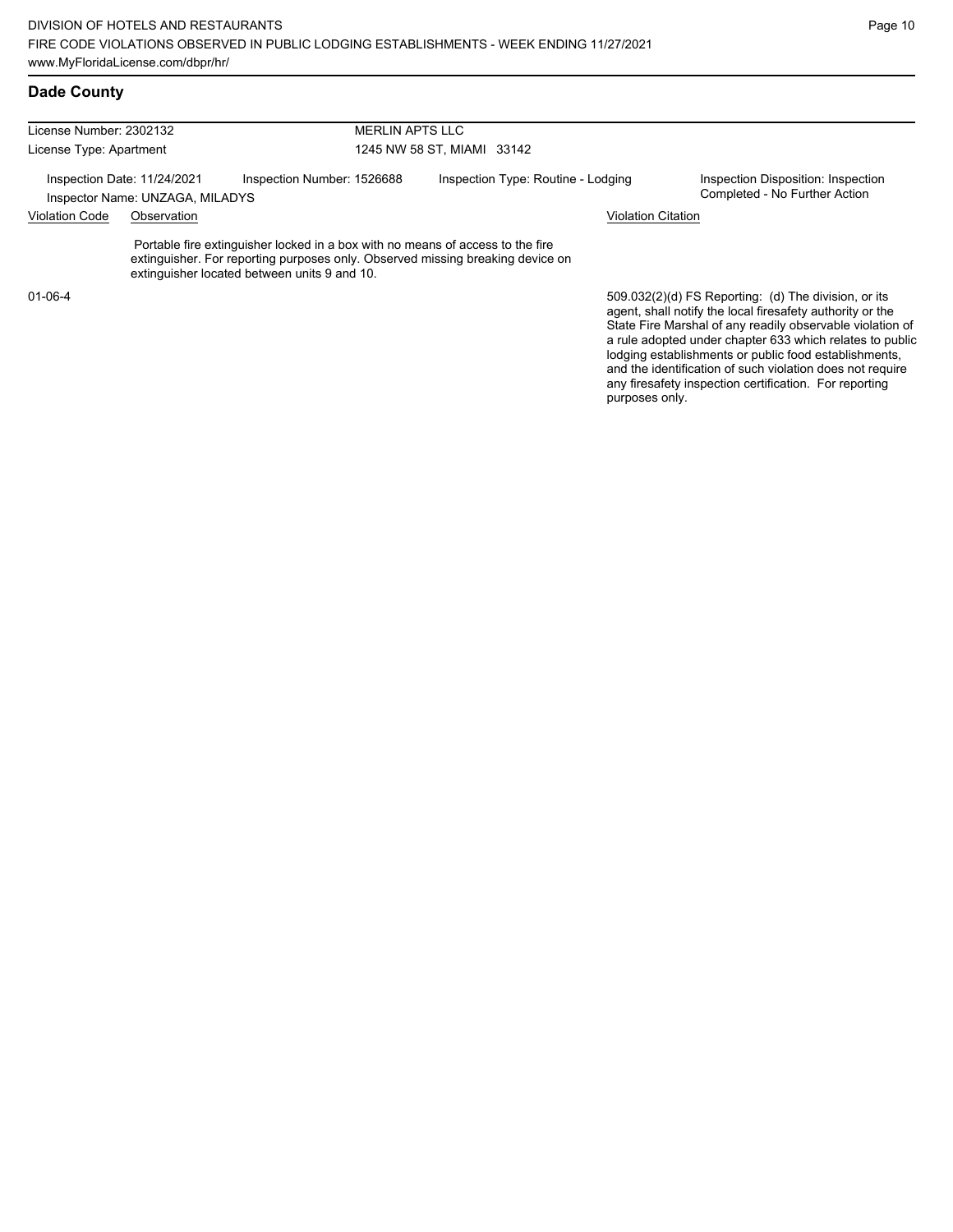# Dade County

| License Number: 2302132 | | MERLIN APTS LLC | |
|---|---|---|---|
| License Type: Apartment | | 1245 NW 58 ST, MIAMI 33142 | |
| Inspection Date: 11/24/2021<br>Inspector Name: UNZAGA, MILADYS | Inspection Number: 1526688 | Inspection Type: Routine - Lodging | Inspection Disposition: Inspection Completed - No Further Action |

| Violation Code | Observation | Violation Citation |
|---|---|---|
| 01-06-4 | Portable fire extinguisher locked in a box with no means of access to the fire extinguisher. For reporting purposes only. Observed missing breaking device on extinguisher located between units 9 and 10. | 509.032(2)(d) FS Reporting: (d) The division, or its agent, shall notify the local firesafety authority or the State Fire Marshal of any readily observable violation of a rule adopted under chapter 633 which relates to public lodging establishments or public food establishments, and the identification of such violation does not require any firesafety inspection certification. For reporting purposes only. |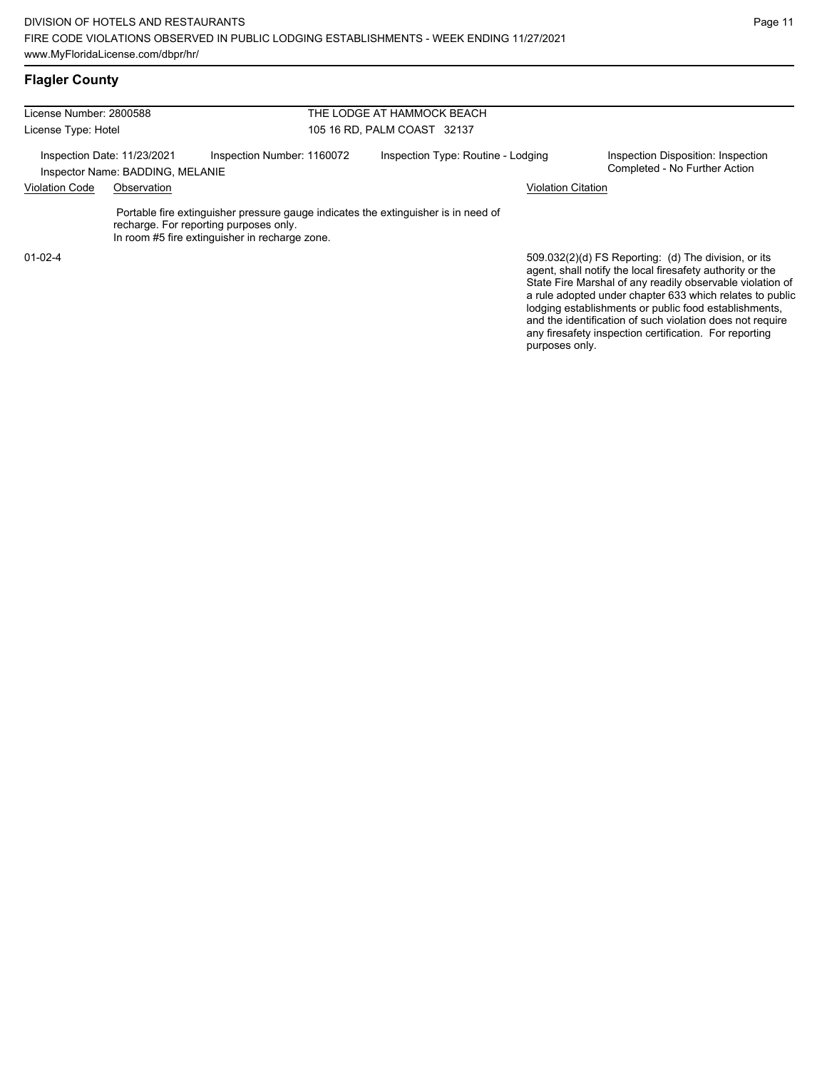## Flagler County

License Number: 2800588

License Type: Hotel

THE LODGE AT HAMMOCK BEACH

105 16 RD, PALM COAST 32137

Inspection Date: 11/23/2021 Inspection Number: 1160072 Inspection Type: Routine - Lodging Inspection Disposition: Inspection Completed - No Further Action

Inspector Name: BADDING, MELANIE

| Violation Code | Observation | Violation Citation |
|---|---|---|
| 01-02-4 | Portable fire extinguisher pressure gauge indicates the extinguisher is in need of recharge. For reporting purposes only. In room #5 fire extinguisher in recharge zone. | 509.032(2)(d) FS Reporting: (d) The division, or its agent, shall notify the local firesafety authority or the State Fire Marshal of any readily observable violation of a rule adopted under chapter 633 which relates to public lodging establishments or public food establishments, and the identification of such violation does not require any firesafety inspection certification. For reporting purposes only. |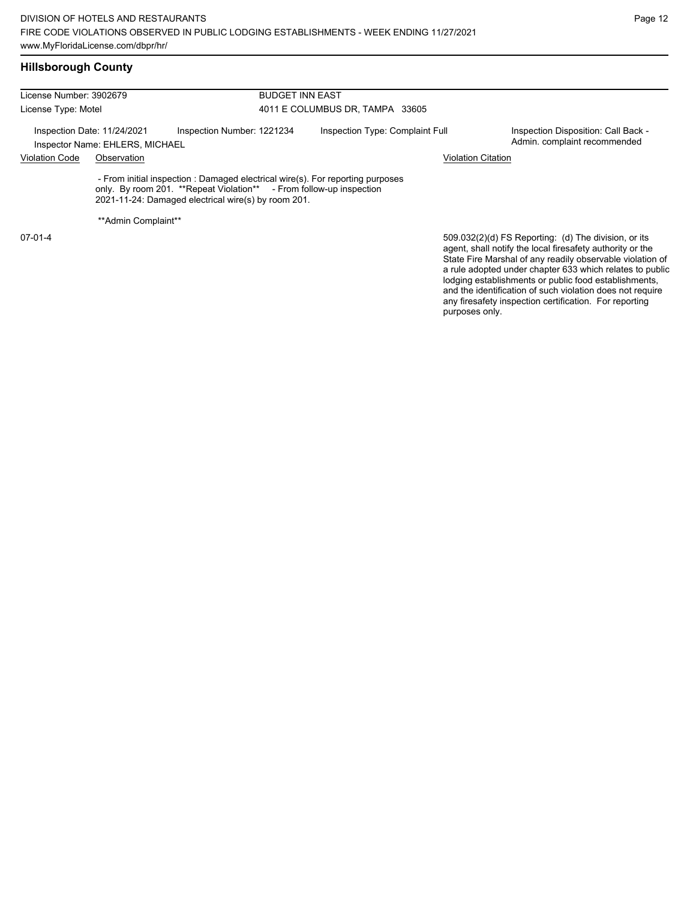## Hillsborough County

| License Number: 3902679 | | BUDGET INN EAST | |
|---|---|---|---|
| License Type: Motel | | 4011 E COLUMBUS DR, TAMPA 33605 | |
| Inspection Date: 11/24/2021 | Inspection Number: 1221234 | Inspection Type: Complaint Full | Inspection Disposition: Call Back - Admin. complaint recommended |
| Inspector Name: EHLERS, MICHAEL | | | |

| Violation Code | Observation | Violation Citation |
|---|---|---|
| 07-01-4 | - From initial inspection : Damaged electrical wire(s). For reporting purposes only. By room 201. **Repeat Violation** - From follow-up inspection 2021-11-24: Damaged electrical wire(s) by room 201.<br><br>**Admin Complaint** | 509.032(2)(d) FS Reporting: (d) The division, or its agent, shall notify the local firesafety authority or the State Fire Marshal of any readily observable violation of a rule adopted under chapter 633 which relates to public lodging establishments or public food establishments, and the identification of such violation does not require any firesafety inspection certification. For reporting purposes only. |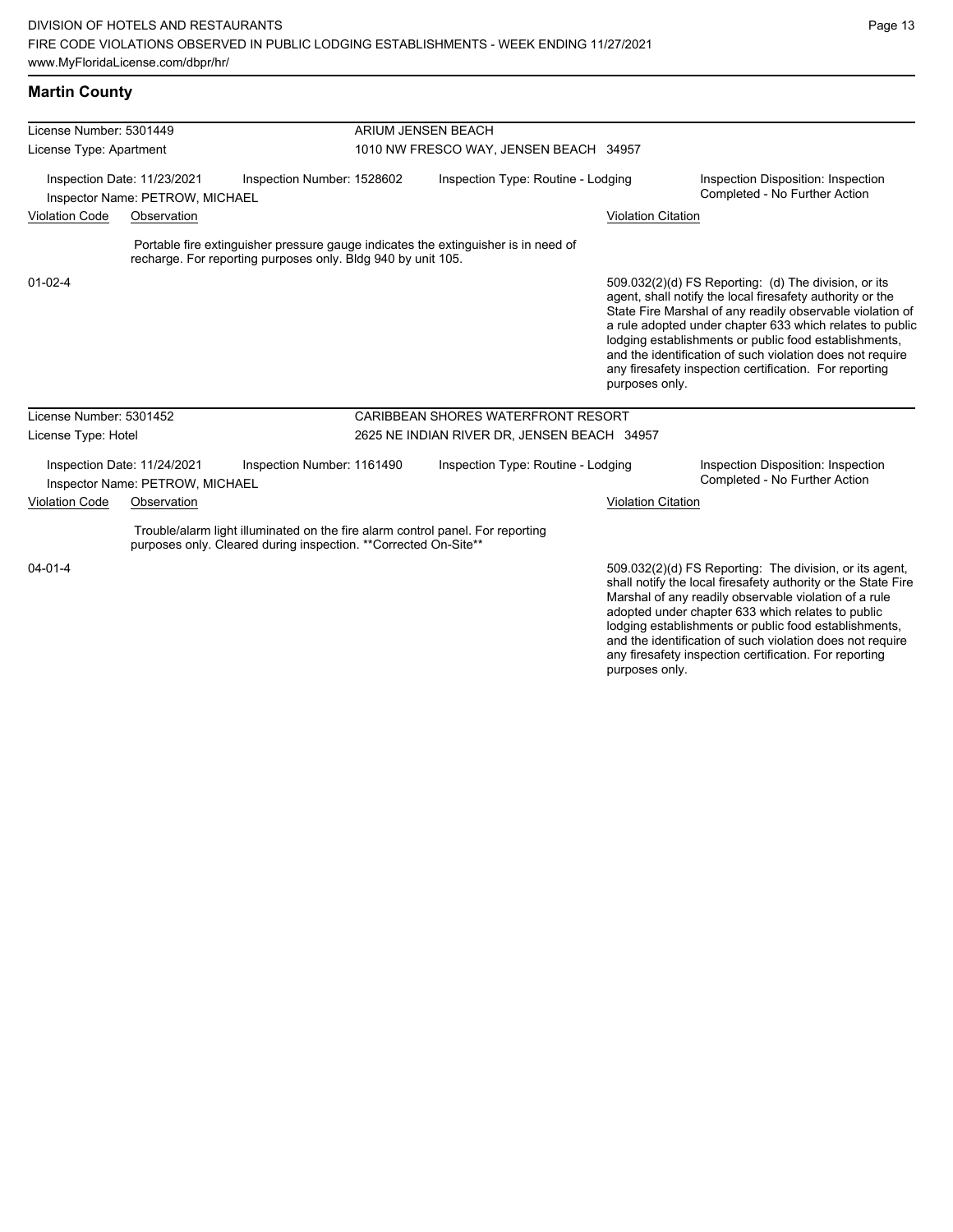## Martin County

| License Number: 5301449 | | ARIUM JENSEN BEACH | |
|---|---|---|---|
| License Type: Apartment | | 1010 NW FRESCO WAY, JENSEN BEACH 34957 | |
| Inspection Date: 11/23/2021 | Inspection Number: 1528602 | Inspection Type: Routine - Lodging | Inspection Disposition: Inspection Completed - No Further Action |
| Inspector Name: PETROW, MICHAEL | | | |

| Violation Code | Observation | Violation Citation |
|---|---|---|
| 01-02-4 | Portable fire extinguisher pressure gauge indicates the extinguisher is in need of recharge. For reporting purposes only. Bldg 940 by unit 105. | 509.032(2)(d) FS Reporting: (d) The division, or its agent, shall notify the local firesafety authority or the State Fire Marshal of any readily observable violation of a rule adopted under chapter 633 which relates to public lodging establishments or public food establishments, and the identification of such violation does not require any firesafety inspection certification. For reporting purposes only. |

| License Number: 5301452 | | CARIBBEAN SHORES WATERFRONT RESORT | |
|---|---|---|---|
| License Type: Hotel | | 2625 NE INDIAN RIVER DR, JENSEN BEACH 34957 | |
| Inspection Date: 11/24/2021 | Inspection Number: 1161490 | Inspection Type: Routine - Lodging | Inspection Disposition: Inspection Completed - No Further Action |
| Inspector Name: PETROW, MICHAEL | | | |

| Violation Code | Observation | Violation Citation |
|---|---|---|
| 04-01-4 | Trouble/alarm light illuminated on the fire alarm control panel. For reporting purposes only. Cleared during inspection. **Corrected On-Site** | 509.032(2)(d) FS Reporting: The division, or its agent, shall notify the local firesafety authority or the State Fire Marshal of any readily observable violation of a rule adopted under chapter 633 which relates to public lodging establishments or public food establishments, and the identification of such violation does not require any firesafety inspection certification. For reporting purposes only. |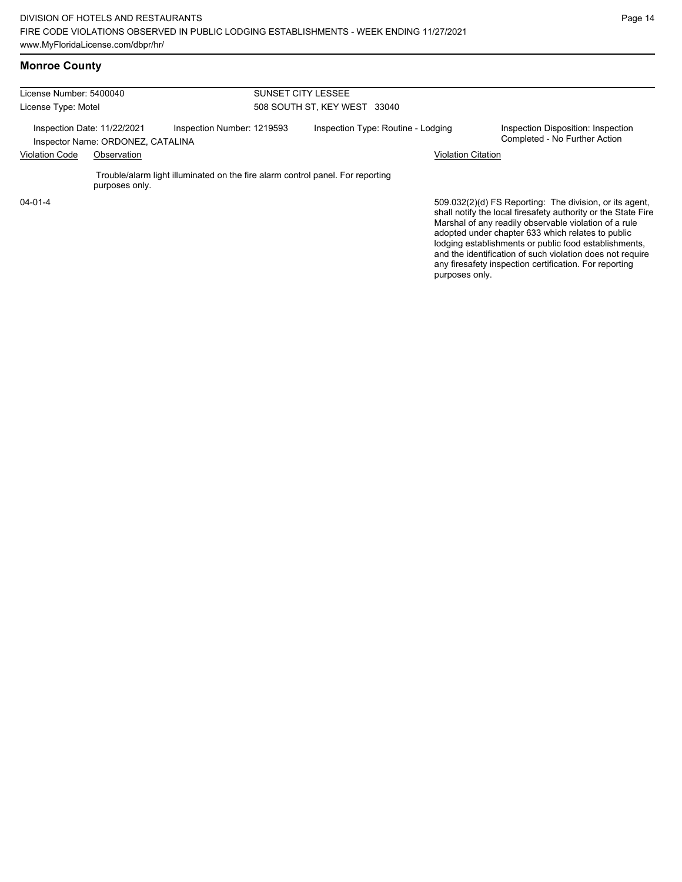## Monroe County

License Number: 5400040

License Type: Motel

SUNSET CITY LESSEE

508 SOUTH ST, KEY WEST 33040

Inspection Date: 11/22/2021

Inspection Number: 1219593

Inspection Type: Routine - Lodging

Inspection Disposition: Inspection Completed - No Further Action

Inspector Name: ORDONEZ, CATALINA

| Violation Code | Observation | Violation Citation |
|---|---|---|
| 04-01-4 | Trouble/alarm light illuminated on the fire alarm control panel. For reporting purposes only. | 509.032(2)(d) FS Reporting: The division, or its agent, shall notify the local firesafety authority or the State Fire Marshal of any readily observable violation of a rule adopted under chapter 633 which relates to public lodging establishments or public food establishments, and the identification of such violation does not require any firesafety inspection certification. For reporting purposes only. |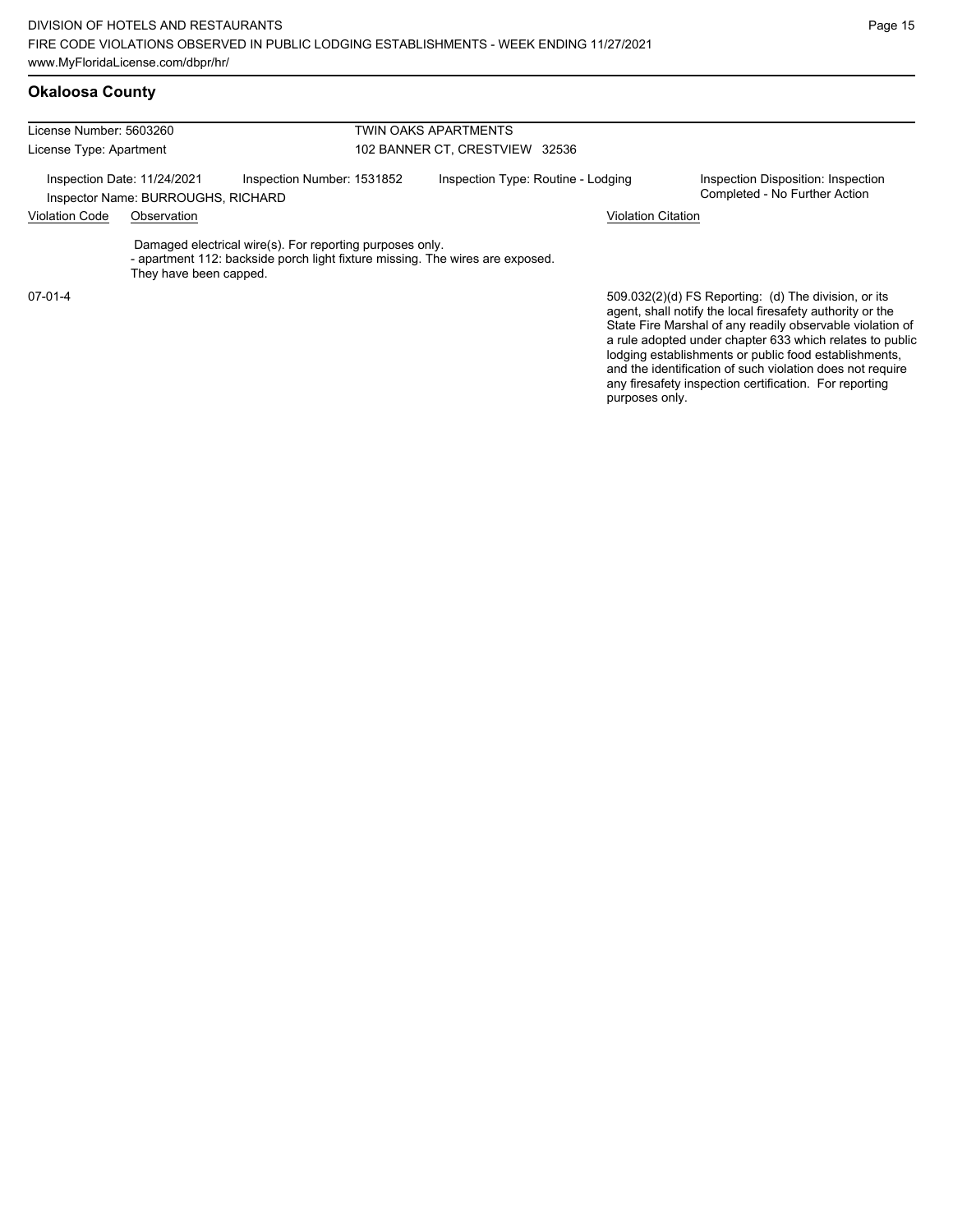## Okaloosa County

| License Number: 5603260 | TWIN OAKS APARTMENTS |
|---|---|
| License Type: Apartment | 102 BANNER CT, CRESTVIEW 32536 |

Inspection Date: 11/24/2021 | Inspection Number: 1531852 | Inspection Type: Routine - Lodging | Inspection Disposition: Inspection Completed - No Further Action

Inspector Name: BURROUGHS, RICHARD

| Violation Code | Observation | Violation Citation |
|---|---|---|
| 07-01-4 | Damaged electrical wire(s). For reporting purposes only.<br>- apartment 112: backside porch light fixture missing. The wires are exposed. They have been capped. | 509.032(2)(d) FS Reporting: (d) The division, or its agent, shall notify the local firesafety authority or the State Fire Marshal of any readily observable violation of a rule adopted under chapter 633 which relates to public lodging establishments or public food establishments, and the identification of such violation does not require any firesafety inspection certification. For reporting purposes only. |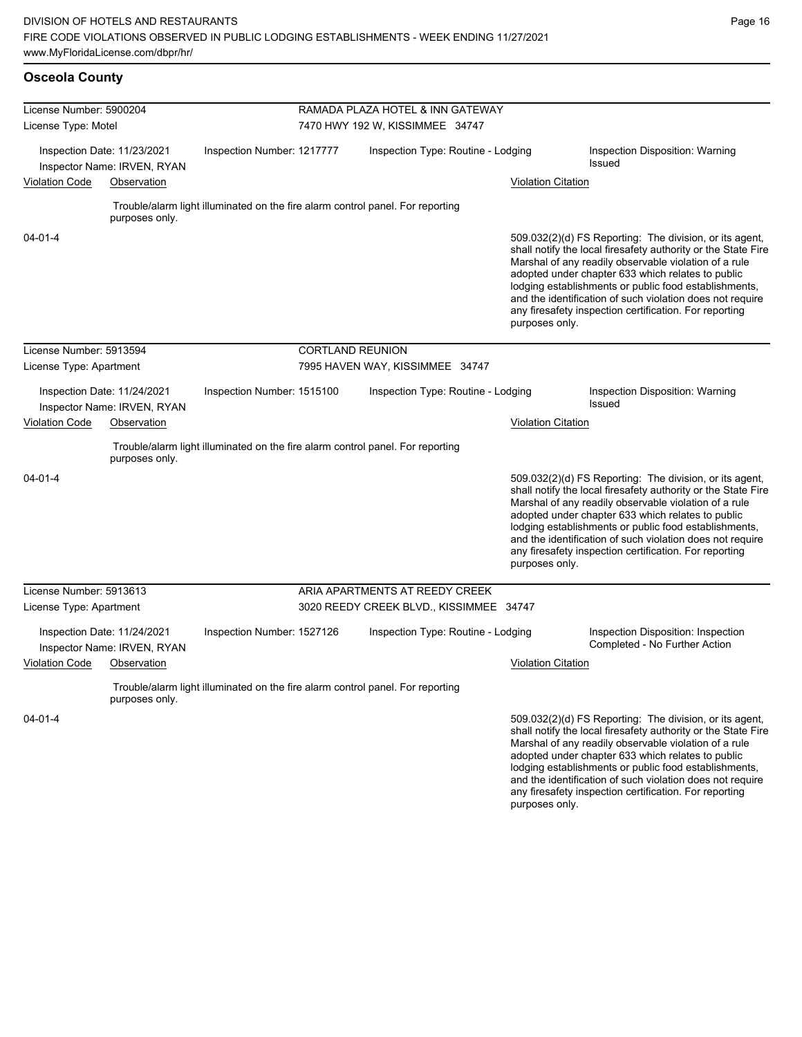## Osceola County

| License Number: 5900204 | RAMADA PLAZA HOTEL & INN GATEWAY |
|---|---|
| License Type: Motel | 7470 HWY 192 W, KISSIMMEE 34747 |

Inspection Date: 11/23/2021 | Inspection Number: 1217777 | Inspection Type: Routine - Lodging | Inspection Disposition: Warning Issued

Inspector Name: IRVEN, RYAN

| Violation Code | Observation | Violation Citation |
|---|---|---|
| 04-01-4 | Trouble/alarm light illuminated on the fire alarm control panel. For reporting purposes only. | 509.032(2)(d) FS Reporting: The division, or its agent, shall notify the local firesafety authority or the State Fire Marshal of any readily observable violation of a rule adopted under chapter 633 which relates to public lodging establishments or public food establishments, and the identification of such violation does not require any firesafety inspection certification. For reporting purposes only. |

| License Number: 5913594 | CORTLAND REUNION |
|---|---|
| License Type: Apartment | 7995 HAVEN WAY, KISSIMMEE 34747 |

Inspection Date: 11/24/2021 | Inspection Number: 1515100 | Inspection Type: Routine - Lodging | Inspection Disposition: Warning Issued

Inspector Name: IRVEN, RYAN

| Violation Code | Observation | Violation Citation |
|---|---|---|
| 04-01-4 | Trouble/alarm light illuminated on the fire alarm control panel. For reporting purposes only. | 509.032(2)(d) FS Reporting: The division, or its agent, shall notify the local firesafety authority or the State Fire Marshal of any readily observable violation of a rule adopted under chapter 633 which relates to public lodging establishments or public food establishments, and the identification of such violation does not require any firesafety inspection certification. For reporting purposes only. |

| License Number: 5913613 | ARIA APARTMENTS AT REEDY CREEK |
|---|---|
| License Type: Apartment | 3020 REEDY CREEK BLVD., KISSIMMEE 34747 |

Inspection Date: 11/24/2021 | Inspection Number: 1527126 | Inspection Type: Routine - Lodging | Inspection Disposition: Inspection Completed - No Further Action

Inspector Name: IRVEN, RYAN

| Violation Code | Observation | Violation Citation |
|---|---|---|
| 04-01-4 | Trouble/alarm light illuminated on the fire alarm control panel. For reporting purposes only. | 509.032(2)(d) FS Reporting: The division, or its agent, shall notify the local firesafety authority or the State Fire Marshal of any readily observable violation of a rule adopted under chapter 633 which relates to public lodging establishments or public food establishments, and the identification of such violation does not require any firesafety inspection certification. For reporting purposes only. |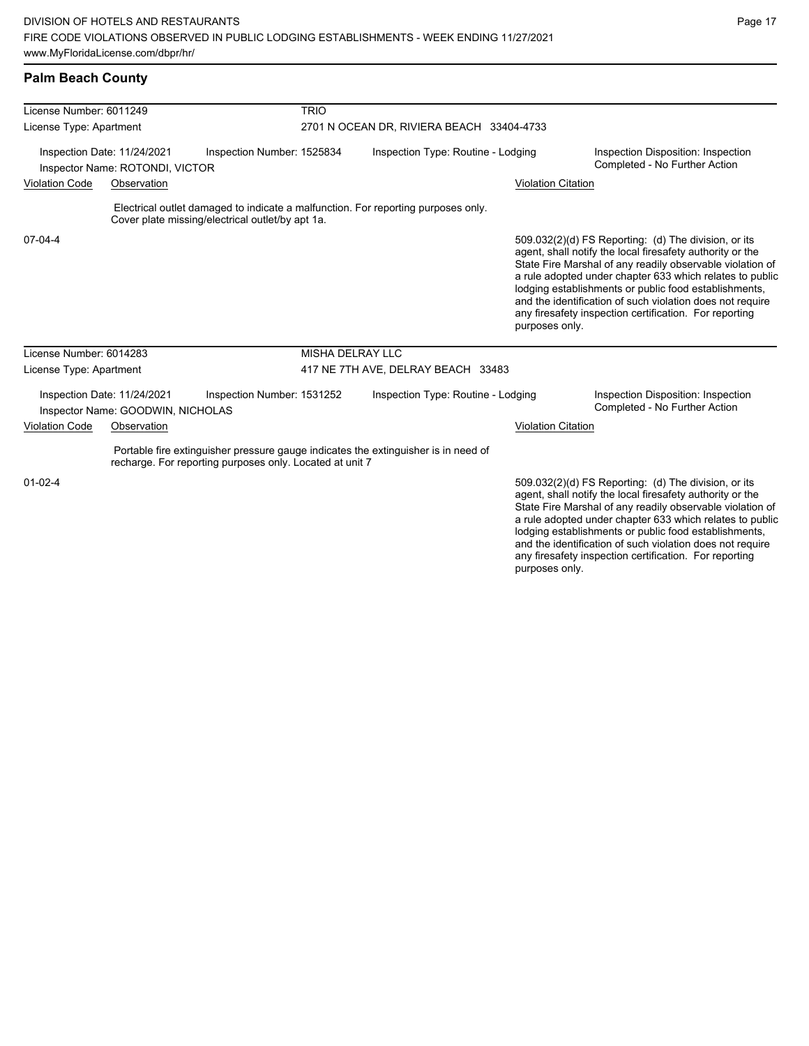## Palm Beach County

| License Number: 6011249 | | TRIO | |
|---|---|---|---|
| License Type: Apartment | | 2701 N OCEAN DR, RIVIERA BEACH 33404-4733 | |
| Inspection Date: 11/24/2021<br>Inspector Name: ROTONDI, VICTOR | Inspection Number: 1525834 | Inspection Type: Routine - Lodging | Inspection Disposition: Inspection Completed - No Further Action |

| Violation Code | Observation | Violation Citation |
|---|---|---|
| 07-04-4 | Electrical outlet damaged to indicate a malfunction. For reporting purposes only. Cover plate missing/electrical outlet/by apt 1a. | 509.032(2)(d) FS Reporting: (d) The division, or its agent, shall notify the local firesafety authority or the State Fire Marshal of any readily observable violation of a rule adopted under chapter 633 which relates to public lodging establishments or public food establishments, and the identification of such violation does not require any firesafety inspection certification. For reporting purposes only. |

| License Number: 6014283 | | MISHA DELRAY LLC | |
|---|---|---|---|
| License Type: Apartment | | 417 NE 7TH AVE, DELRAY BEACH 33483 | |
| Inspection Date: 11/24/2021<br>Inspector Name: GOODWIN, NICHOLAS | Inspection Number: 1531252 | Inspection Type: Routine - Lodging | Inspection Disposition: Inspection Completed - No Further Action |

| Violation Code | Observation | Violation Citation |
|---|---|---|
| 01-02-4 | Portable fire extinguisher pressure gauge indicates the extinguisher is in need of recharge. For reporting purposes only. Located at unit 7 | 509.032(2)(d) FS Reporting: (d) The division, or its agent, shall notify the local firesafety authority or the State Fire Marshal of any readily observable violation of a rule adopted under chapter 633 which relates to public lodging establishments or public food establishments, and the identification of such violation does not require any firesafety inspection certification. For reporting purposes only. |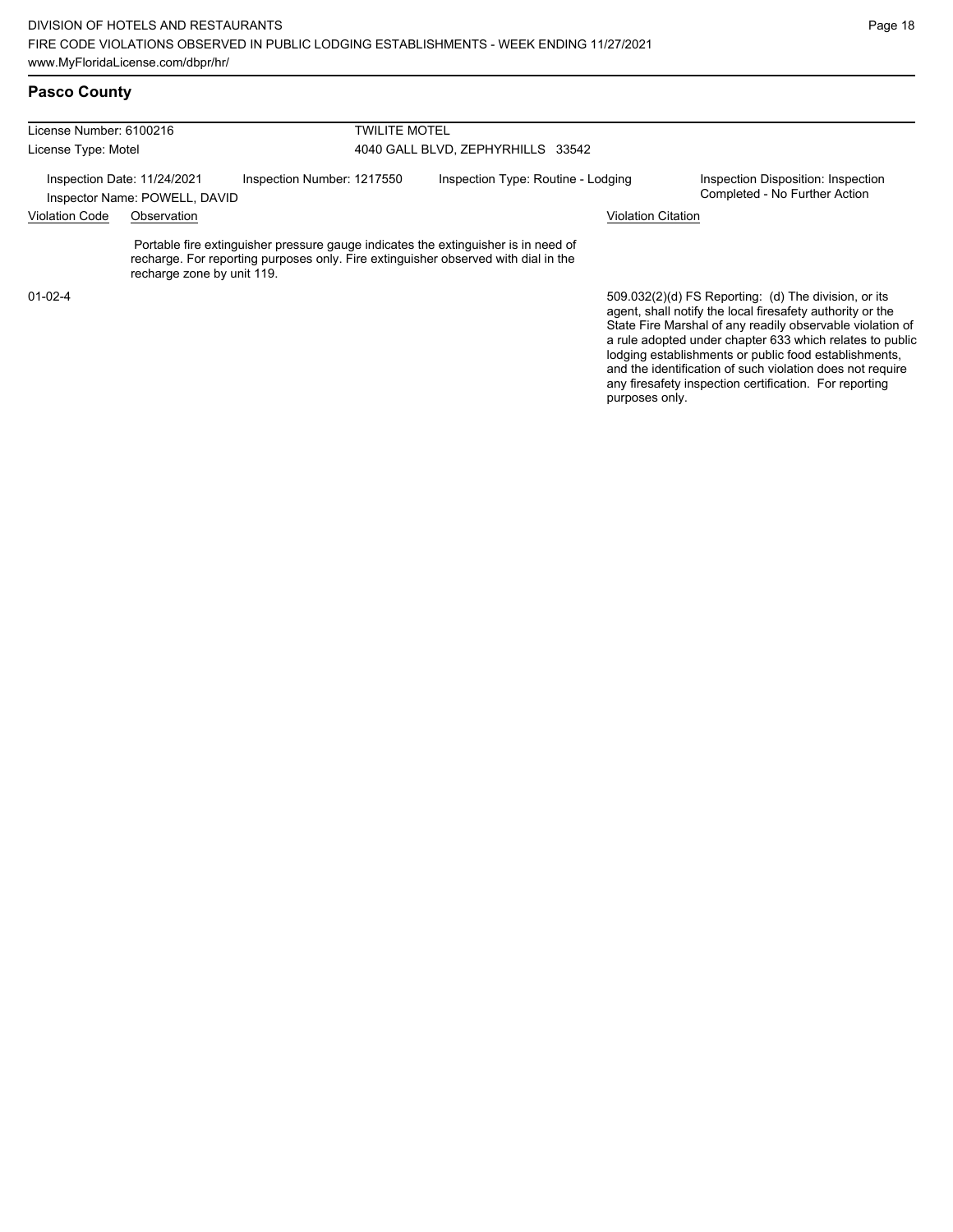## Pasco County

| License Number: 6100216 | | TWILITE MOTEL | |
|---|---|---|---|
| License Type: Motel | | 4040 GALL BLVD, ZEPHYRHILLS 33542 | |
| Inspection Date: 11/24/2021<br>Inspector Name: POWELL, DAVID | Inspection Number: 1217550 | Inspection Type: Routine - Lodging | Inspection Disposition: Inspection Completed - No Further Action |

| Violation Code | Observation | Violation Citation |
|---|---|---|
| 01-02-4 | Portable fire extinguisher pressure gauge indicates the extinguisher is in need of recharge. For reporting purposes only. Fire extinguisher observed with dial in the recharge zone by unit 119. | 509.032(2)(d) FS Reporting: (d) The division, or its agent, shall notify the local firesafety authority or the State Fire Marshal of any readily observable violation of a rule adopted under chapter 633 which relates to public lodging establishments or public food establishments, and the identification of such violation does not require any firesafety inspection certification. For reporting purposes only. |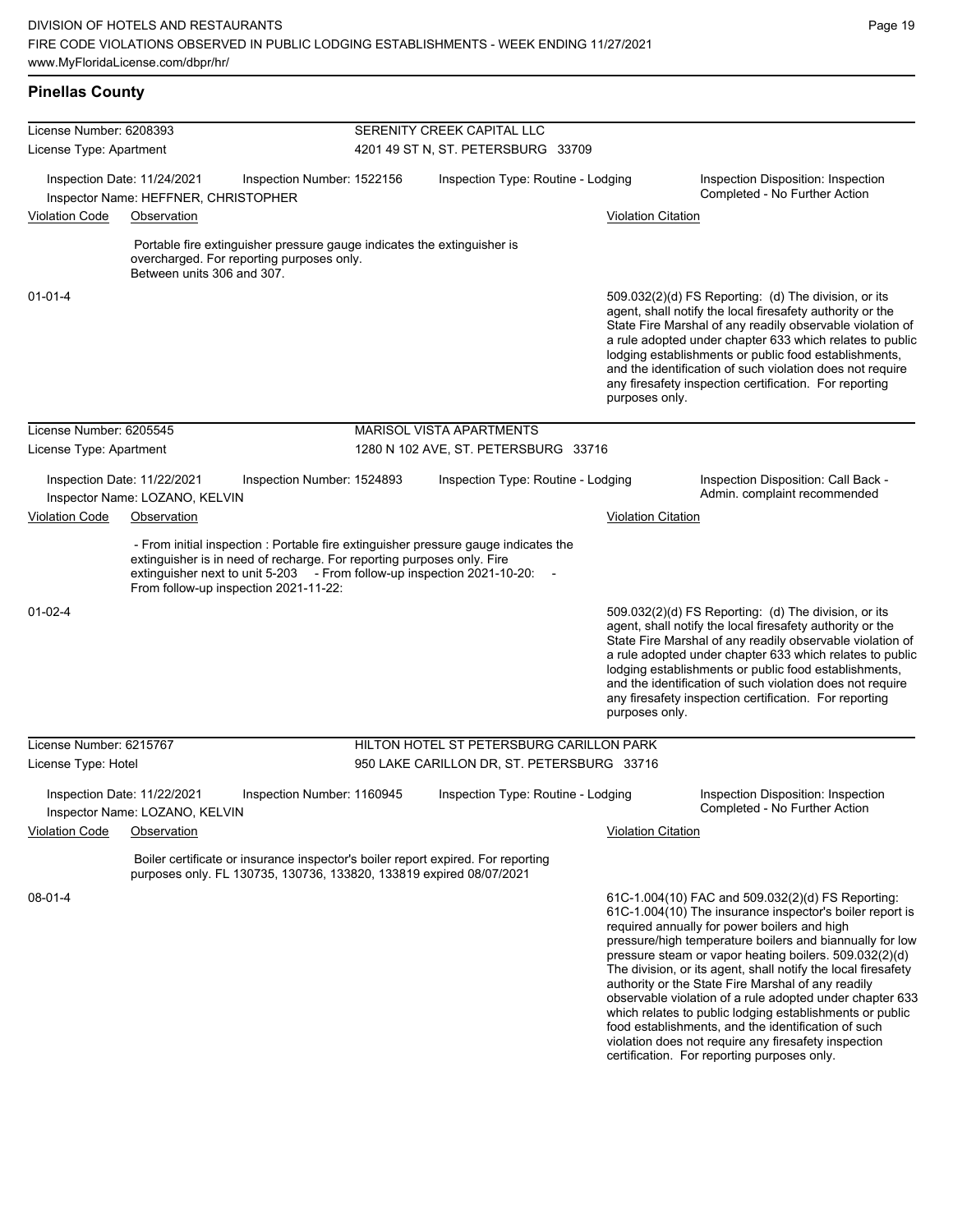## Pinellas County

**License Number:** 6208393 — SERENITY CREEK CAPITAL LLC
**License Type:** Apartment — 4201 49 ST N, ST. PETERSBURG 33709

Inspection Date: 11/24/2021 | Inspection Number: 1522156 | Inspection Type: Routine - Lodging | Inspection Disposition: Inspection Completed - No Further Action
Inspector Name: HEFFNER, CHRISTOPHER

| Violation Code | Observation | Violation Citation |
|---|---|---|
| 01-01-4 | Portable fire extinguisher pressure gauge indicates the extinguisher is overcharged. For reporting purposes only. Between units 306 and 307. | 509.032(2)(d) FS Reporting: (d) The division, or its agent, shall notify the local firesafety authority or the State Fire Marshal of any readily observable violation of a rule adopted under chapter 633 which relates to public lodging establishments or public food establishments, and the identification of such violation does not require any firesafety inspection certification. For reporting purposes only. |

**License Number:** 6205545 — MARISOL VISTA APARTMENTS
**License Type:** Apartment — 1280 N 102 AVE, ST. PETERSBURG 33716

Inspection Date: 11/22/2021 | Inspection Number: 1524893 | Inspection Type: Routine - Lodging | Inspection Disposition: Call Back - Admin. complaint recommended
Inspector Name: LOZANO, KELVIN

| Violation Code | Observation | Violation Citation |
|---|---|---|
| 01-02-4 | - From initial inspection : Portable fire extinguisher pressure gauge indicates the extinguisher is in need of recharge. For reporting purposes only. Fire extinguisher next to unit 5-203 - From follow-up inspection 2021-10-20: - From follow-up inspection 2021-11-22: | 509.032(2)(d) FS Reporting: (d) The division, or its agent, shall notify the local firesafety authority or the State Fire Marshal of any readily observable violation of a rule adopted under chapter 633 which relates to public lodging establishments or public food establishments, and the identification of such violation does not require any firesafety inspection certification. For reporting purposes only. |

**License Number:** 6215767 — HILTON HOTEL ST PETERSBURG CARILLON PARK
**License Type:** Hotel — 950 LAKE CARILLON DR, ST. PETERSBURG 33716

Inspection Date: 11/22/2021 | Inspection Number: 1160945 | Inspection Type: Routine - Lodging | Inspection Disposition: Inspection Completed - No Further Action
Inspector Name: LOZANO, KELVIN

| Violation Code | Observation | Violation Citation |
|---|---|---|
| 08-01-4 | Boiler certificate or insurance inspector's boiler report expired. For reporting purposes only. FL 130735, 130736, 133820, 133819 expired 08/07/2021 | 61C-1.004(10) FAC and 509.032(2)(d) FS Reporting: 61C-1.004(10) The insurance inspector's boiler report is required annually for power boilers and high pressure/high temperature boilers and biannually for low pressure steam or vapor heating boilers. 509.032(2)(d) The division, or its agent, shall notify the local firesafety authority or the State Fire Marshal of any readily observable violation of a rule adopted under chapter 633 which relates to public lodging establishments or public food establishments, and the identification of such violation does not require any firesafety inspection certification. For reporting purposes only. |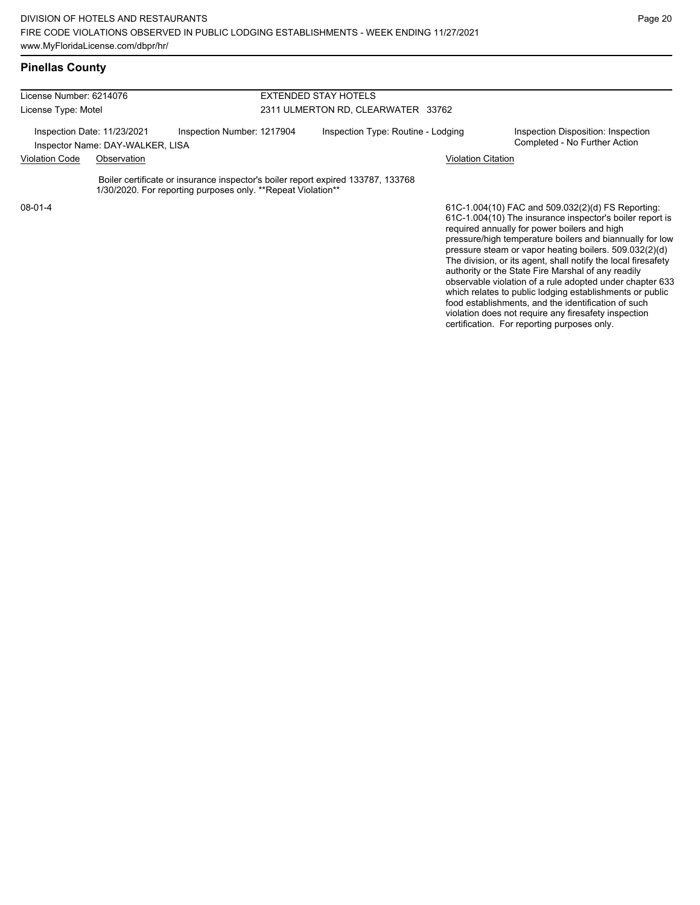## Pinellas County

License Number: 6214076

License Type: Motel

EXTENDED STAY HOTELS

2311 ULMERTON RD, CLEARWATER 33762

Inspection Date: 11/23/2021

Inspection Number: 1217904

Inspection Type: Routine - Lodging

Inspection Disposition: Inspection Completed - No Further Action

Inspector Name: DAY-WALKER, LISA

| Violation Code | Observation | Violation Citation |
|---|---|---|
| 08-01-4 | Boiler certificate or insurance inspector's boiler report expired 133787, 133768 1/30/2020. For reporting purposes only. **Repeat Violation** | 61C-1.004(10) FAC and 509.032(2)(d) FS Reporting: 61C-1.004(10) The insurance inspector's boiler report is required annually for power boilers and high pressure/high temperature boilers and biannually for low pressure steam or vapor heating boilers. 509.032(2)(d) The division, or its agent, shall notify the local firesafety authority or the State Fire Marshal of any readily observable violation of a rule adopted under chapter 633 which relates to public lodging establishments or public food establishments, and the identification of such violation does not require any firesafety inspection certification. For reporting purposes only. |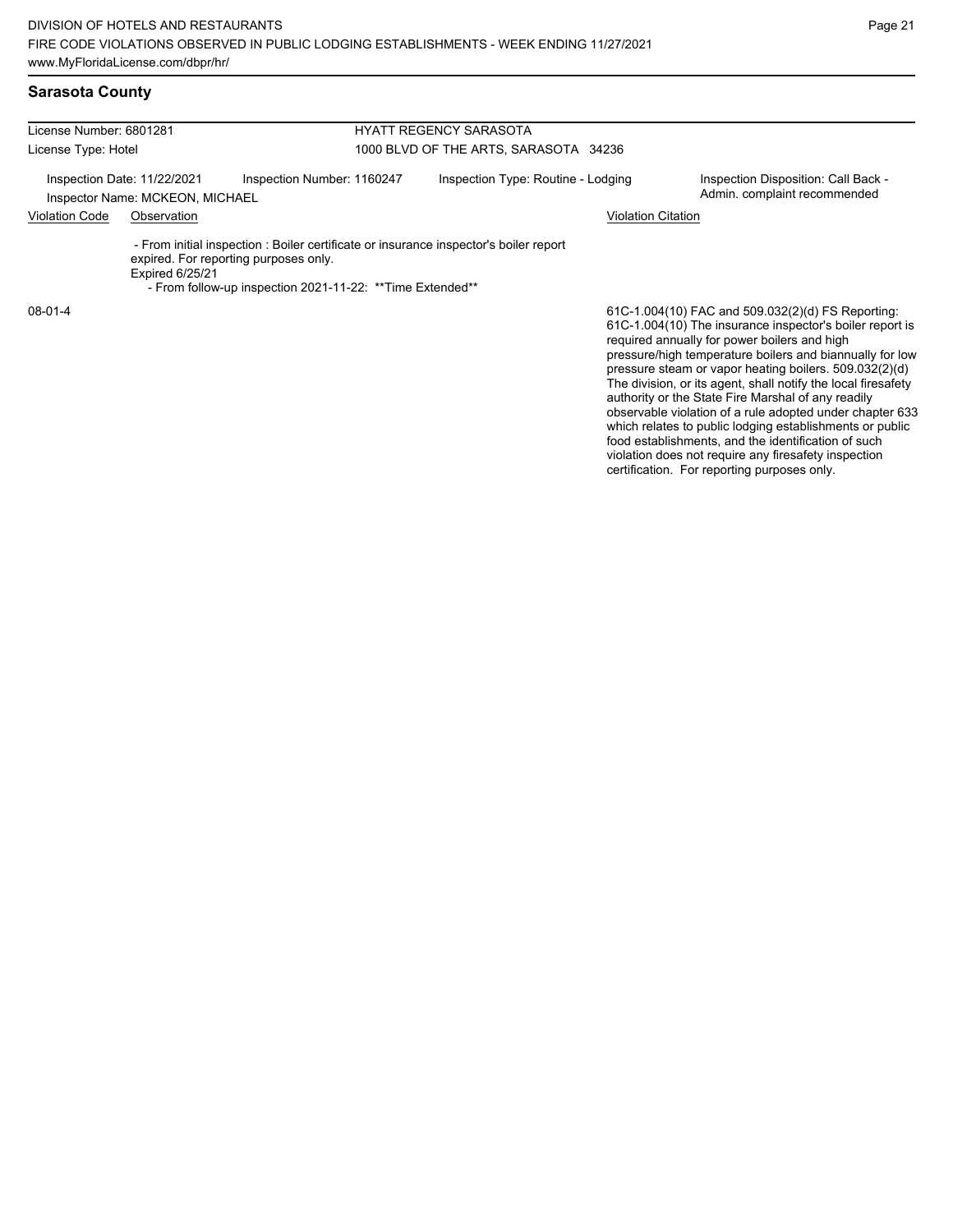## Sarasota County

| License Number: 6801281 | HYATT REGENCY SARASOTA |
|---|---|
| License Type: Hotel | 1000 BLVD OF THE ARTS, SARASOTA 34236 |

Inspection Date: 11/22/2021 | Inspection Number: 1160247 | Inspection Type: Routine - Lodging | Inspection Disposition: Call Back - Admin. complaint recommended

Inspector Name: MCKEON, MICHAEL

| Violation Code | Observation | Violation Citation |
|---|---|---|
| 08-01-4 | - From initial inspection : Boiler certificate or insurance inspector's boiler report expired. For reporting purposes only. Expired 6/25/21 - From follow-up inspection 2021-11-22: **Time Extended** | 61C-1.004(10) FAC and 509.032(2)(d) FS Reporting: 61C-1.004(10) The insurance inspector's boiler report is required annually for power boilers and high pressure/high temperature boilers and biannually for low pressure steam or vapor heating boilers. 509.032(2)(d) The division, or its agent, shall notify the local firesafety authority or the State Fire Marshal of any readily observable violation of a rule adopted under chapter 633 which relates to public lodging establishments or public food establishments, and the identification of such violation does not require any firesafety inspection certification. For reporting purposes only. |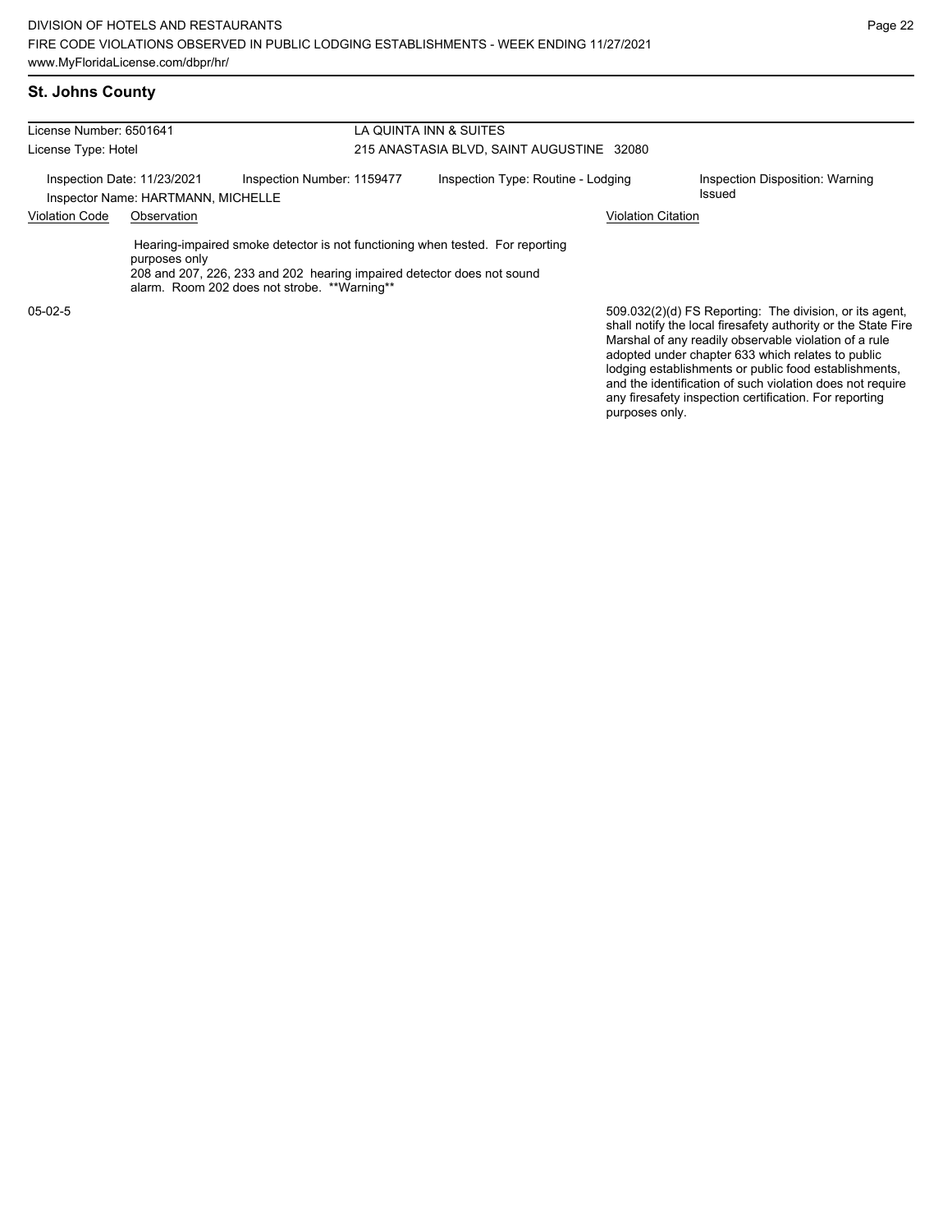## St. Johns County

| License Number: 6501641 | | LA QUINTA INN & SUITES | |
|---|---|---|---|
| License Type: Hotel | | 215 ANASTASIA BLVD, SAINT AUGUSTINE 32080 | |
| Inspection Date: 11/23/2021 | Inspection Number: 1159477 | Inspection Type: Routine - Lodging | Inspection Disposition: Warning Issued |
| Inspector Name: HARTMANN, MICHELLE | | | |

| Violation Code | Observation | Violation Citation |
|---|---|---|
| 05-02-5 | Hearing-impaired smoke detector is not functioning when tested. For reporting purposes only<br>208 and 207, 226, 233 and 202 hearing impaired detector does not sound alarm. Room 202 does not strobe. **Warning** | 509.032(2)(d) FS Reporting: The division, or its agent, shall notify the local firesafety authority or the State Fire Marshal of any readily observable violation of a rule adopted under chapter 633 which relates to public lodging establishments or public food establishments, and the identification of such violation does not require any firesafety inspection certification. For reporting purposes only. |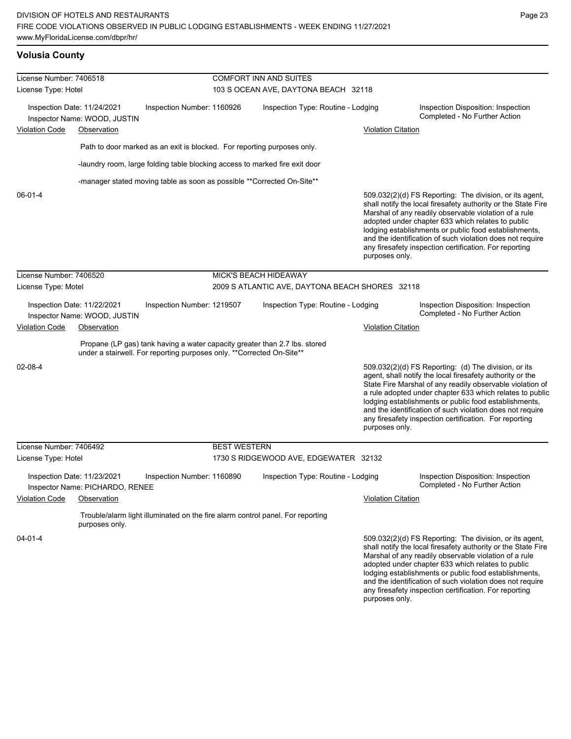## Volusia County

**License Number:** 7406518 — **COMFORT INN AND SUITES**
**License Type:** Hotel — 103 S OCEAN AVE, DAYTONA BEACH 32118

Inspection Date: 11/24/2021 | Inspection Number: 1160926 | Inspection Type: Routine - Lodging | Inspection Disposition: Inspection Completed - No Further Action
Inspector Name: WOOD, JUSTIN

| Violation Code | Observation | Violation Citation |
| --- | --- | --- |
| 06-01-4 | Path to door marked as an exit is blocked. For reporting purposes only. -laundry room, large folding table blocking access to marked fire exit door -manager stated moving table as soon as possible **Corrected On-Site** | 509.032(2)(d) FS Reporting: The division, or its agent, shall notify the local firesafety authority or the State Fire Marshal of any readily observable violation of a rule adopted under chapter 633 which relates to public lodging establishments or public food establishments, and the identification of such violation does not require any firesafety inspection certification. For reporting purposes only. |

**License Number:** 7406520 — **MICK'S BEACH HIDEAWAY**
**License Type:** Motel — 2009 S ATLANTIC AVE, DAYTONA BEACH SHORES 32118

Inspection Date: 11/22/2021 | Inspection Number: 1219507 | Inspection Type: Routine - Lodging | Inspection Disposition: Inspection Completed - No Further Action
Inspector Name: WOOD, JUSTIN

| Violation Code | Observation | Violation Citation |
| --- | --- | --- |
| 02-08-4 | Propane (LP gas) tank having a water capacity greater than 2.7 lbs. stored under a stairwell. For reporting purposes only. **Corrected On-Site** | 509.032(2)(d) FS Reporting: (d) The division, or its agent, shall notify the local firesafety authority or the State Fire Marshal of any readily observable violation of a rule adopted under chapter 633 which relates to public lodging establishments or public food establishments, and the identification of such violation does not require any firesafety inspection certification. For reporting purposes only. |

**License Number:** 7406492 — **BEST WESTERN**
**License Type:** Hotel — 1730 S RIDGEWOOD AVE, EDGEWATER 32132

Inspection Date: 11/23/2021 | Inspection Number: 1160890 | Inspection Type: Routine - Lodging | Inspection Disposition: Inspection Completed - No Further Action
Inspector Name: PICHARDO, RENEE

| Violation Code | Observation | Violation Citation |
| --- | --- | --- |
| 04-01-4 | Trouble/alarm light illuminated on the fire alarm control panel. For reporting purposes only. | 509.032(2)(d) FS Reporting: The division, or its agent, shall notify the local firesafety authority or the State Fire Marshal of any readily observable violation of a rule adopted under chapter 633 which relates to public lodging establishments or public food establishments, and the identification of such violation does not require any firesafety inspection certification. For reporting purposes only. |